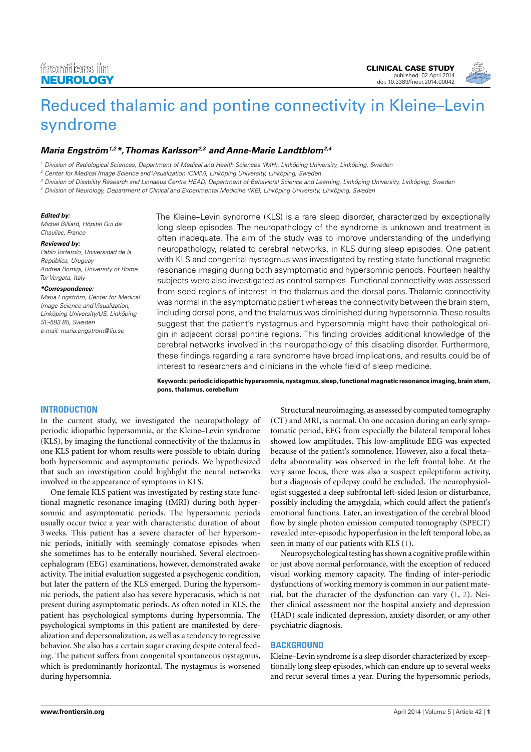frontiers in NEUROLOGY

CLINICAL CASE STUDY
published: 02 April 2014
doi: 10.3389/fneur.2014.00042

# Reduced thalamic and pontine connectivity in Kleine–Levin syndrome

**Maria Engström[1,2]*, Thomas Karlsson[2,3] and Anne-Marie Landtblom[2,4]**

[1] Division of Radiological Sciences, Department of Medical and Health Sciences (IMH), Linköping University, Linköping, Sweden
[2] Center for Medical Image Science and Visualization (CMIV), Linköping University, Linköping, Sweden
[3] Division of Disability Research and Linnaeus Centre HEAD, Department of Behavioral Science and Learning, Linköping University, Linköping, Sweden
[4] Division of Neurology, Department of Clinical and Experimental Medicine (IKE), Linköping University, Linköping, Sweden

***Edited by:***
*Michel Billiard, Hôpital Gui de Chauliac, France*

***Reviewed by:***
*Pablo Torterolo, Universidad de la República, Uruguay*
*Andrea Romigi, University of Rome Tor Vergata, Italy*

***\*Correspondence:***
*Maria Engström, Center for Medical Image Science and Visualization, Linköping University/US, Linköping SE-583 85, Sweden*
*e-mail: maria.engstrom@liu.se*

The Kleine–Levin syndrome (KLS) is a rare sleep disorder, characterized by exceptionally long sleep episodes. The neuropathology of the syndrome is unknown and treatment is often inadequate. The aim of the study was to improve understanding of the underlying neuropathology, related to cerebral networks, in KLS during sleep episodes. One patient with KLS and congenital nystagmus was investigated by resting state functional magnetic resonance imaging during both asymptomatic and hypersomnic periods. Fourteen healthy subjects were also investigated as control samples. Functional connectivity was assessed from seed regions of interest in the thalamus and the dorsal pons. Thalamic connectivity was normal in the asymptomatic patient whereas the connectivity between the brain stem, including dorsal pons, and the thalamus was diminished during hypersomnia. These results suggest that the patient's nystagmus and hypersomnia might have their pathological origin in adjacent dorsal pontine regions. This finding provides additional knowledge of the cerebral networks involved in the neuropathology of this disabling disorder. Furthermore, these findings regarding a rare syndrome have broad implications, and results could be of interest to researchers and clinicians in the whole field of sleep medicine.

**Keywords: periodic idiopathic hypersomnia, nystagmus, sleep, functional magnetic resonance imaging, brain stem, pons, thalamus, cerebellum**

## INTRODUCTION

In the current study, we investigated the neuropathology of periodic idiopathic hypersomnia, or the Kleine–Levin syndrome (KLS), by imaging the functional connectivity of the thalamus in one KLS patient for whom results were possible to obtain during both hypersomnic and asymptomatic periods. We hypothesized that such an investigation could highlight the neural networks involved in the appearance of symptoms in KLS.

One female KLS patient was investigated by resting state functional magnetic resonance imaging (fMRI) during both hypersomnic and asymptomatic periods. The hypersomnic periods usually occur twice a year with characteristic duration of about 3 weeks. This patient has a severe character of her hypersomnic periods, initially with seemingly comatose episodes when she sometimes has to be enterally nourished. Several electroencephalogram (EEG) examinations, however, demonstrated awake activity. The initial evaluation suggested a psychogenic condition, but later the pattern of the KLS emerged. During the hypersomnic periods, the patient also has severe hyperacusis, which is not present during asymptomatic periods. As often noted in KLS, the patient has psychological symptoms during hypersomnia. The psychological symptoms in this patient are manifested by derealization and depersonalization, as well as a tendency to regressive behavior. She also has a certain sugar craving despite enteral feeding. The patient suffers from congenital spontaneous nystagmus, which is predominantly horizontal. The nystagmus is worsened during hypersomnia.

Structural neuroimaging, as assessed by computed tomography (CT) and MRI, is normal. On one occasion during an early symptomatic period, EEG from especially the bilateral temporal lobes showed low amplitudes. This low-amplitude EEG was expected because of the patient's somnolence. However, also a focal theta–delta abnormality was observed in the left frontal lobe. At the very same locus, there was also a suspect epileptiform activity, but a diagnosis of epilepsy could be excluded. The neurophysiologist suggested a deep subfrontal left-sided lesion or disturbance, possibly including the amygdala, which could affect the patient's emotional functions. Later, an investigation of the cerebral blood flow by single photon emission computed tomography (SPECT) revealed inter-episodic hypoperfusion in the left temporal lobe, as seen in many of our patients with KLS (1).

Neuropsychological testing has shown a cognitive profile within or just above normal performance, with the exception of reduced visual working memory capacity. The finding of inter-periodic dysfunctions of working memory is common in our patient material, but the character of the dysfunction can vary (1, 2). Neither clinical assessment nor the hospital anxiety and depression (HAD) scale indicated depression, anxiety disorder, or any other psychiatric diagnosis.

## BACKGROUND

Kleine–Levin syndrome is a sleep disorder characterized by exceptionally long sleep episodes, which can endure up to several weeks and recur several times a year. During the hypersomnic periods,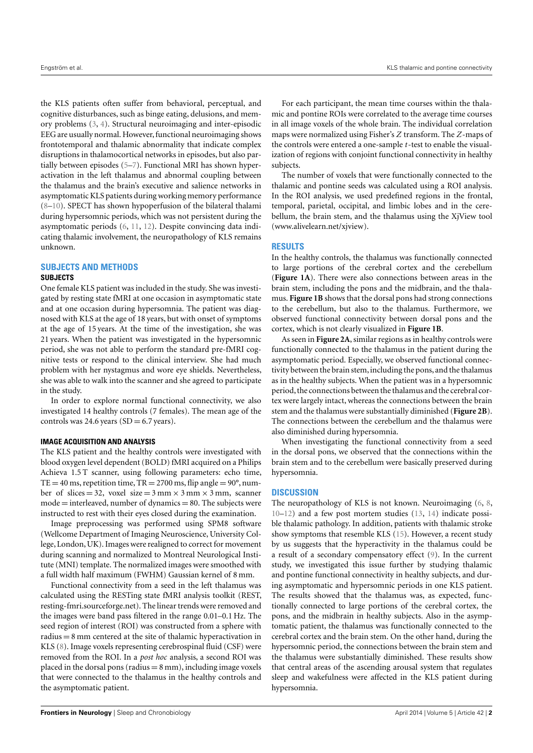the KLS patients often suffer from behavioral, perceptual, and cognitive disturbances, such as binge eating, delusions, and memory problems (3, 4). Structural neuroimaging and inter-episodic EEG are usually normal. However, functional neuroimaging shows frontotemporal and thalamic abnormality that indicate complex disruptions in thalamocortical networks in episodes, but also partially between episodes (5–7). Functional MRI has shown hyperactivation in the left thalamus and abnormal coupling between the thalamus and the brain's executive and salience networks in asymptomatic KLS patients during working memory performance (8–10). SPECT has shown hypoperfusion of the bilateral thalami during hypersomnic periods, which was not persistent during the asymptomatic periods (6, 11, 12). Despite convincing data indicating thalamic involvement, the neuropathology of KLS remains unknown.

## SUBJECTS AND METHODS

### SUBJECTS

One female KLS patient was included in the study. She was investigated by resting state fMRI at one occasion in asymptomatic state and at one occasion during hypersomnia. The patient was diagnosed with KLS at the age of 18 years, but with onset of symptoms at the age of 15 years. At the time of the investigation, she was 21 years. When the patient was investigated in the hypersomnic period, she was not able to perform the standard pre-fMRI cognitive tests or respond to the clinical interview. She had much problem with her nystagmus and wore eye shields. Nevertheless, she was able to walk into the scanner and she agreed to participate in the study.

In order to explore normal functional connectivity, we also investigated 14 healthy controls (7 females). The mean age of the controls was 24.6 years (SD = 6.7 years).

### IMAGE ACQUISITION AND ANALYSIS

The KLS patient and the healthy controls were investigated with blood oxygen level dependent (BOLD) fMRI acquired on a Philips Achieva 1.5 T scanner, using following parameters: echo time, TE = 40 ms, repetition time, TR = 2700 ms, flip angle = 90°, number of slices = 32, voxel size = 3 mm × 3 mm × 3 mm, scanner mode = interleaved, number of dynamics = 80. The subjects were instructed to rest with their eyes closed during the examination.

Image preprocessing was performed using SPM8 software (Wellcome Department of Imaging Neuroscience, University College, London, UK). Images were realigned to correct for movement during scanning and normalized to Montreal Neurological Institute (MNI) template. The normalized images were smoothed with a full width half maximum (FWHM) Gaussian kernel of 8 mm.

Functional connectivity from a seed in the left thalamus was calculated using the RESTing state fMRI analysis toolkit (REST, resting-fmri.sourceforge.net). The linear trends were removed and the images were band pass filtered in the range 0.01–0.1 Hz. The seed region of interest (ROI) was constructed from a sphere with radius = 8 mm centered at the site of thalamic hyperactivation in KLS (8). Image voxels representing cerebrospinal fluid (CSF) were removed from the ROI. In a *post hoc* analysis, a second ROI was placed in the dorsal pons (radius = 8 mm), including image voxels that were connected to the thalamus in the healthy controls and the asymptomatic patient.

For each participant, the mean time courses within the thalamic and pontine ROIs were correlated to the average time courses in all image voxels of the whole brain. The individual correlation maps were normalized using Fisher's $Z$ transform. The $Z$-maps of the controls were entered a one-sample $t$-test to enable the visualization of regions with conjoint functional connectivity in healthy subjects.

The number of voxels that were functionally connected to the thalamic and pontine seeds was calculated using a ROI analysis. In the ROI analysis, we used predefined regions in the frontal, temporal, parietal, occipital, and limbic lobes and in the cerebellum, the brain stem, and the thalamus using the XjView tool (www.alivelearn.net/xjview).

## RESULTS

In the healthy controls, the thalamus was functionally connected to large portions of the cerebral cortex and the cerebellum (**Figure 1A**). There were also connections between areas in the brain stem, including the pons and the midbrain, and the thalamus. **Figure 1B** shows that the dorsal pons had strong connections to the cerebellum, but also to the thalamus. Furthermore, we observed functional connectivity between dorsal pons and the cortex, which is not clearly visualized in **Figure 1B**.

As seen in **Figure 2A**, similar regions as in healthy controls were functionally connected to the thalamus in the patient during the asymptomatic period. Especially, we observed functional connectivity between the brain stem, including the pons, and the thalamus as in the healthy subjects. When the patient was in a hypersomnic period, the connections between the thalamus and the cerebral cortex were largely intact, whereas the connections between the brain stem and the thalamus were substantially diminished (**Figure 2B**). The connections between the cerebellum and the thalamus were also diminished during hypersomnia.

When investigating the functional connectivity from a seed in the dorsal pons, we observed that the connections within the brain stem and to the cerebellum were basically preserved during hypersomnia.

## DISCUSSION

The neuropathology of KLS is not known. Neuroimaging (6, 8, 10–12) and a few post mortem studies (13, 14) indicate possible thalamic pathology. In addition, patients with thalamic stroke show symptoms that resemble KLS (15). However, a recent study by us suggests that the hyperactivity in the thalamus could be a result of a secondary compensatory effect (9). In the current study, we investigated this issue further by studying thalamic and pontine functional connectivity in healthy subjects, and during asymptomatic and hypersomnic periods in one KLS patient. The results showed that the thalamus was, as expected, functionally connected to large portions of the cerebral cortex, the pons, and the midbrain in healthy subjects. Also in the asymptomatic patient, the thalamus was functionally connected to the cerebral cortex and the brain stem. On the other hand, during the hypersomnic period, the connections between the brain stem and the thalamus were substantially diminished. These results show that central areas of the ascending arousal system that regulates sleep and wakefulness were affected in the KLS patient during hypersomnia.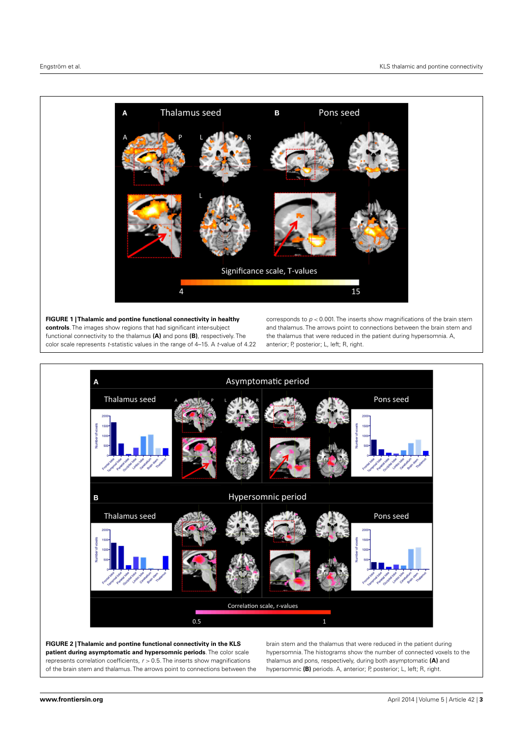A

Thalamus seed

A P L R

L

B

Pons seed

Significance scale, T-values

4

15

**FIGURE 1 | Thalamic and pontine functional connectivity in healthy controls**. The images show regions that had significant inter-subject functional connectivity to the thalamus **(A)** and pons **(B)**, respectively. The color scale represents *t*-statistic values in the range of 4–15. A *t*-value of 4.22 corresponds to $p < 0.001$. The inserts show magnifications of the brain stem and thalamus. The arrows point to connections between the brain stem and the thalamus that were reduced in the patient during hypersomnia. A, anterior; P, posterior; L, left; R, right.

A

Asymptomatic period

Thalamus seed

Pons seed

Number of voxels

2000
1500
1000
500
0

Frontal lobe
Temporal lobe
Parietal lobe
Occipital lobe
Limbic lobe
Cerebellum
Brain stem
Thalamus

B

Hypersomnic period

Thalamus seed

Pons seed

Number of voxels

2000
1500
1000
500
0

Frontal lobe
Temporal lobe
Parietal lobe
Occipital lobe
Limbic lobe
Cerebellum
Brain stem
Thalamus

Correlation scale, r-values

0.5

1

**FIGURE 2 | Thalamic and pontine functional connectivity in the KLS patient during asymptomatic and hypersomnic periods**. The color scale represents correlation coefficients, $r > 0.5$. The inserts show magnifications of the brain stem and thalamus. The arrows point to connections between the brain stem and the thalamus that were reduced in the patient during hypersomnia. The histograms show the number of connected voxels to the thalamus and pons, respectively, during both asymptomatic **(A)** and hypersomnic **(B)** periods. A, anterior; P, posterior; L, left; R, right.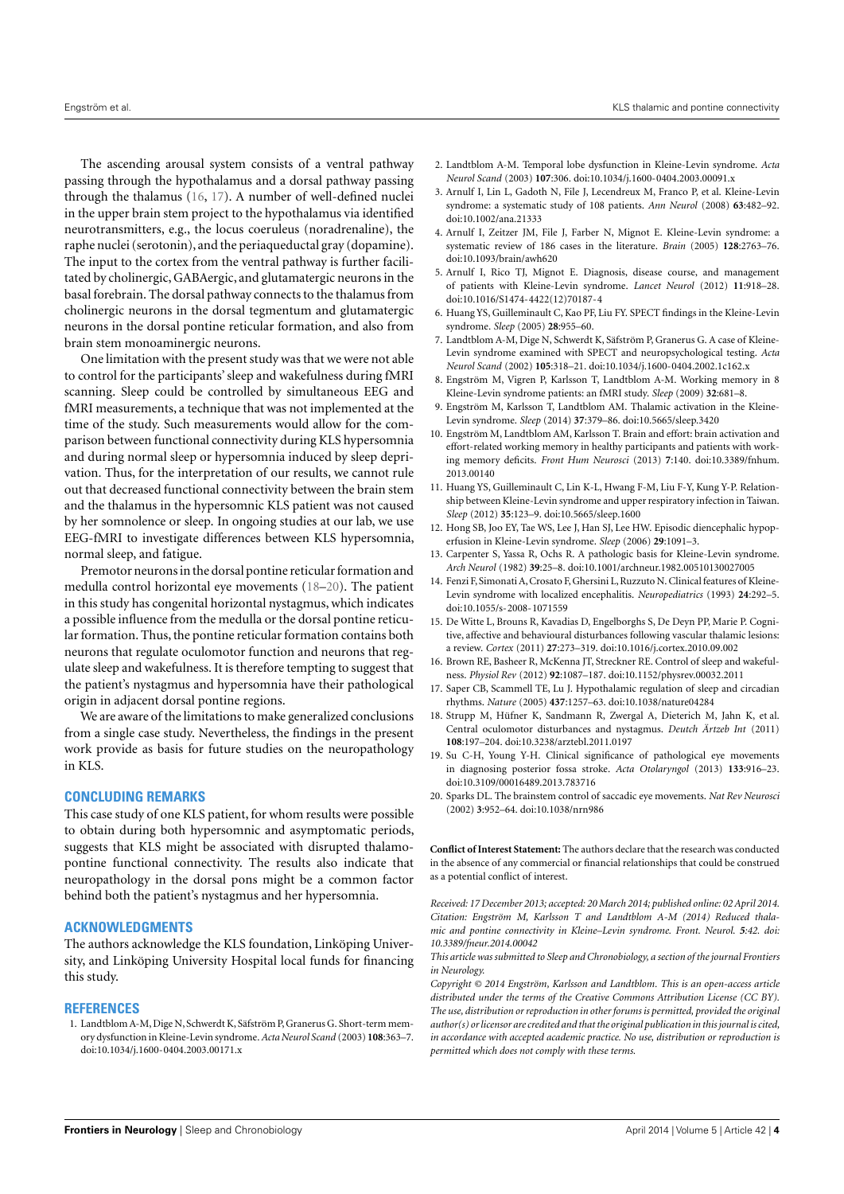The ascending arousal system consists of a ventral pathway passing through the hypothalamus and a dorsal pathway passing through the thalamus (16, 17). A number of well-defined nuclei in the upper brain stem project to the hypothalamus via identified neurotransmitters, e.g., the locus coeruleus (noradrenaline), the raphe nuclei (serotonin), and the periaqueductal gray (dopamine). The input to the cortex from the ventral pathway is further facilitated by cholinergic, GABAergic, and glutamatergic neurons in the basal forebrain. The dorsal pathway connects to the thalamus from cholinergic neurons in the dorsal tegmentum and glutamatergic neurons in the dorsal pontine reticular formation, and also from brain stem monoaminergic neurons.

One limitation with the present study was that we were not able to control for the participants' sleep and wakefulness during fMRI scanning. Sleep could be controlled by simultaneous EEG and fMRI measurements, a technique that was not implemented at the time of the study. Such measurements would allow for the comparison between functional connectivity during KLS hypersomnia and during normal sleep or hypersomnia induced by sleep deprivation. Thus, for the interpretation of our results, we cannot rule out that decreased functional connectivity between the brain stem and the thalamus in the hypersomnic KLS patient was not caused by her somnolence or sleep. In ongoing studies at our lab, we use EEG-fMRI to investigate differences between KLS hypersomnia, normal sleep, and fatigue.

Premotor neurons in the dorsal pontine reticular formation and medulla control horizontal eye movements (18–20). The patient in this study has congenital horizontal nystagmus, which indicates a possible influence from the medulla or the dorsal pontine reticular formation. Thus, the pontine reticular formation contains both neurons that regulate oculomotor function and neurons that regulate sleep and wakefulness. It is therefore tempting to suggest that the patient's nystagmus and hypersomnia have their pathological origin in adjacent dorsal pontine regions.

We are aware of the limitations to make generalized conclusions from a single case study. Nevertheless, the findings in the present work provide as basis for future studies on the neuropathology in KLS.

## CONCLUDING REMARKS

This case study of one KLS patient, for whom results were possible to obtain during both hypersomnic and asymptomatic periods, suggests that KLS might be associated with disrupted thalamo-pontine functional connectivity. The results also indicate that neuropathology in the dorsal pons might be a common factor behind both the patient's nystagmus and her hypersomnia.

## ACKNOWLEDGMENTS

The authors acknowledge the KLS foundation, Linköping University, and Linköping University Hospital local funds for financing this study.

## REFERENCES

1. Landtblom A-M, Dige N, Schwerdt K, Säfström P, Granerus G. Short-term memory dysfunction in Kleine-Levin syndrome. *Acta Neurol Scand* (2003) **108**:363–7. doi:10.1034/j.1600-0404.2003.00171.x
2. Landtblom A-M. Temporal lobe dysfunction in Kleine-Levin syndrome. *Acta Neurol Scand* (2003) **107**:306. doi:10.1034/j.1600-0404.2003.00091.x
3. Arnulf I, Lin L, Gadoth N, File J, Lecendreux M, Franco P, et al. Kleine-Levin syndrome: a systematic study of 108 patients. *Ann Neurol* (2008) **63**:482–92. doi:10.1002/ana.21333
4. Arnulf I, Zeitzer JM, File J, Farber N, Mignot E. Kleine-Levin syndrome: a systematic review of 186 cases in the literature. *Brain* (2005) **128**:2763–76. doi:10.1093/brain/awh620
5. Arnulf I, Rico TJ, Mignot E. Diagnosis, disease course, and management of patients with Kleine-Levin syndrome. *Lancet Neurol* (2012) **11**:918–28. doi:10.1016/S1474-4422(12)70187-4
6. Huang YS, Guilleminault C, Kao PF, Liu FY. SPECT findings in the Kleine-Levin syndrome. *Sleep* (2005) **28**:955–60.
7. Landtblom A-M, Dige N, Schwerdt K, Säfström P, Granerus G. A case of Kleine-Levin syndrome examined with SPECT and neuropsychological testing. *Acta Neurol Scand* (2002) **105**:318–21. doi:10.1034/j.1600-0404.2002.1c162.x
8. Engström M, Vigren P, Karlsson T, Landtblom A-M. Working memory in 8 Kleine-Levin syndrome patients: an fMRI study. *Sleep* (2009) **32**:681–8.
9. Engström M, Karlsson T, Landtblom AM. Thalamic activation in the Kleine-Levin syndrome. *Sleep* (2014) **37**:379–86. doi:10.5665/sleep.3420
10. Engström M, Landtblom AM, Karlsson T. Brain and effort: brain activation and effort-related working memory in healthy participants and patients with working memory deficits. *Front Hum Neurosci* (2013) **7**:140. doi:10.3389/fnhum.2013.00140
11. Huang YS, Guilleminault C, Lin K-L, Hwang F-M, Liu F-Y, Kung Y-P. Relationship between Kleine-Levin syndrome and upper respiratory infection in Taiwan. *Sleep* (2012) **35**:123–9. doi:10.5665/sleep.1600
12. Hong SB, Joo EY, Tae WS, Lee J, Han SJ, Lee HW. Episodic diencephalic hypoperfusion in Kleine-Levin syndrome. *Sleep* (2006) **29**:1091–3.
13. Carpenter S, Yassa R, Ochs R. A pathologic basis for Kleine-Levin syndrome. *Arch Neurol* (1982) **39**:25–8. doi:10.1001/archneur.1982.00510130027005
14. Fenzi F, Simonati A, Crosato F, Ghersini L, Ruzzuto N. Clinical features of Kleine-Levin syndrome with localized encephalitis. *Neuropediatrics* (1993) **24**:292–5. doi:10.1055/s-2008-1071559
15. De Witte L, Brouns R, Kavadias D, Engelborghs S, De Deyn PP, Marie P. Cognitive, affective and behavioural disturbances following vascular thalamic lesions: a review. *Cortex* (2011) **27**:273–319. doi:10.1016/j.cortex.2010.09.002
16. Brown RE, Basheer R, McKenna JT, Streckner RE. Control of sleep and wakefulness. *Physiol Rev* (2012) **92**:1087–187. doi:10.1152/physrev.00032.2011
17. Saper CB, Scammell TE, Lu J. Hypothalamic regulation of sleep and circadian rhythms. *Nature* (2005) **437**:1257–63. doi:10.1038/nature04284
18. Strupp M, Hüfner K, Sandmann R, Zwergal A, Dieterich M, Jahn K, et al. Central oculomotor disturbances and nystagmus. *Deutsch Ärtzeb Int* (2011) **108**:197–204. doi:10.3238/arztebl.2011.0197
19. Su C-H, Young Y-H. Clinical significance of pathological eye movements in diagnosing posterior fossa stroke. *Acta Otolaryngol* (2013) **133**:916–23. doi:10.3109/00016489.2013.783716
20. Sparks DL. The brainstem control of saccadic eye movements. *Nat Rev Neurosci* (2002) **3**:952–64. doi:10.1038/nrn986

**Conflict of Interest Statement:** The authors declare that the research was conducted in the absence of any commercial or financial relationships that could be construed as a potential conflict of interest.

*Received: 17 December 2013; accepted: 20 March 2014; published online: 02 April 2014.*
*Citation: Engström M, Karlsson T and Landtblom A-M (2014) Reduced thalamic and pontine connectivity in Kleine–Levin syndrome. Front. Neurol. 5:42. doi: 10.3389/fneur.2014.00042*
*This article was submitted to Sleep and Chronobiology, a section of the journal Frontiers in Neurology.*
*Copyright © 2014 Engström, Karlsson and Landtblom. This is an open-access article distributed under the terms of the Creative Commons Attribution License (CC BY). The use, distribution or reproduction in other forums is permitted, provided the original author(s) or licensor are credited and that the original publication in this journal is cited, in accordance with accepted academic practice. No use, distribution or reproduction is permitted which does not comply with these terms.*